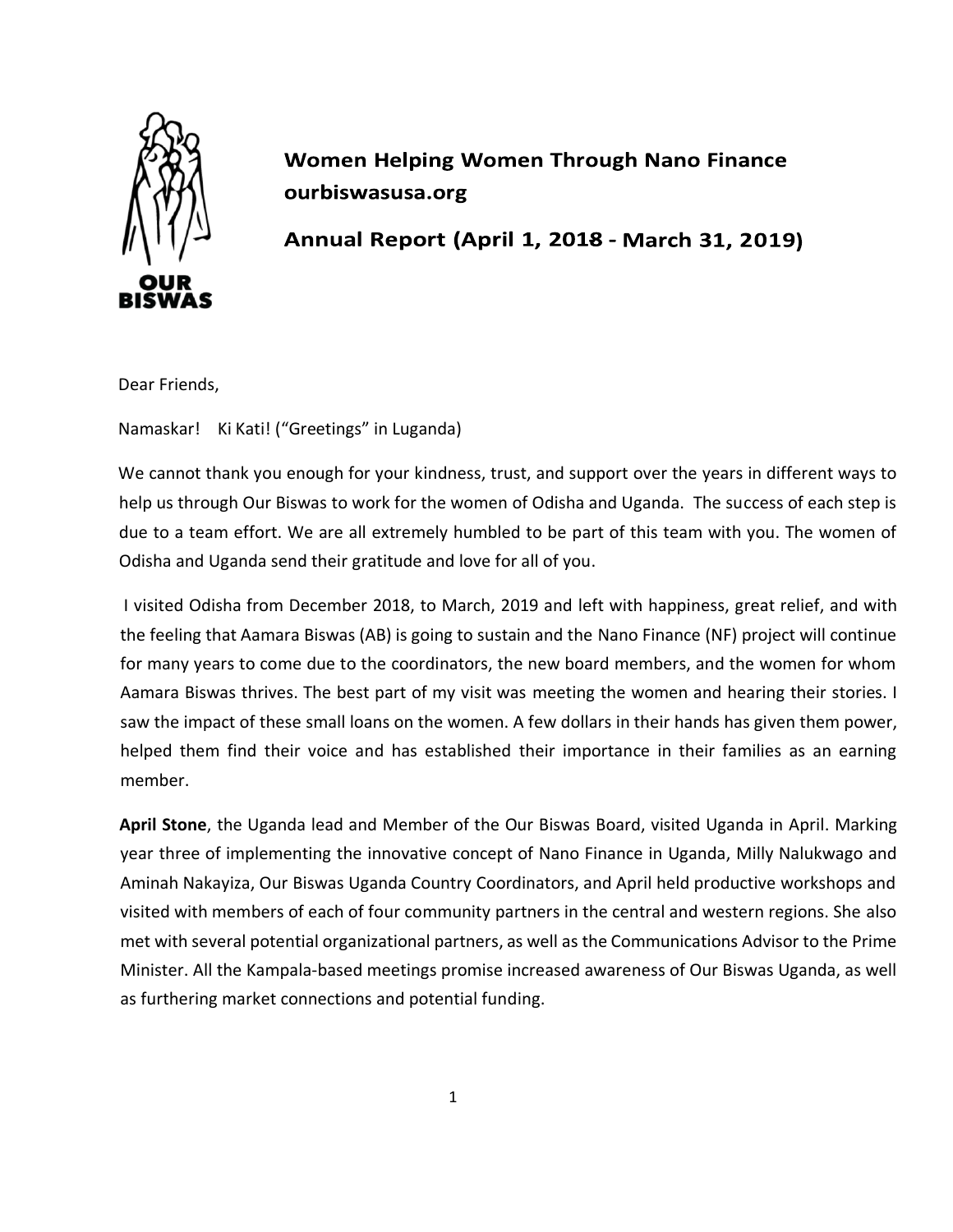**Women Helping Women Through Nano Finance**
**ourbiswasusa.org**

# Annual Report (April 1, 2018 - March 31, 2019)

Dear Friends,

Namaskar! Ki Kati! ("Greetings" in Luganda)

We cannot thank you enough for your kindness, trust, and support over the years in different ways to help us through Our Biswas to work for the women of Odisha and Uganda. The success of each step is due to a team effort. We are all extremely humbled to be part of this team with you. The women of Odisha and Uganda send their gratitude and love for all of you.

I visited Odisha from December 2018, to March, 2019 and left with happiness, great relief, and with the feeling that Aamara Biswas (AB) is going to sustain and the Nano Finance (NF) project will continue for many years to come due to the coordinators, the new board members, and the women for whom Aamara Biswas thrives. The best part of my visit was meeting the women and hearing their stories. I saw the impact of these small loans on the women. A few dollars in their hands has given them power, helped them find their voice and has established their importance in their families as an earning member.

**April Stone**, the Uganda lead and Member of the Our Biswas Board, visited Uganda in April. Marking year three of implementing the innovative concept of Nano Finance in Uganda, Milly Nalukwago and Aminah Nakayiza, Our Biswas Uganda Country Coordinators, and April held productive workshops and visited with members of each of four community partners in the central and western regions. She also met with several potential organizational partners, as well as the Communications Advisor to the Prime Minister. All the Kampala-based meetings promise increased awareness of Our Biswas Uganda, as well as furthering market connections and potential funding.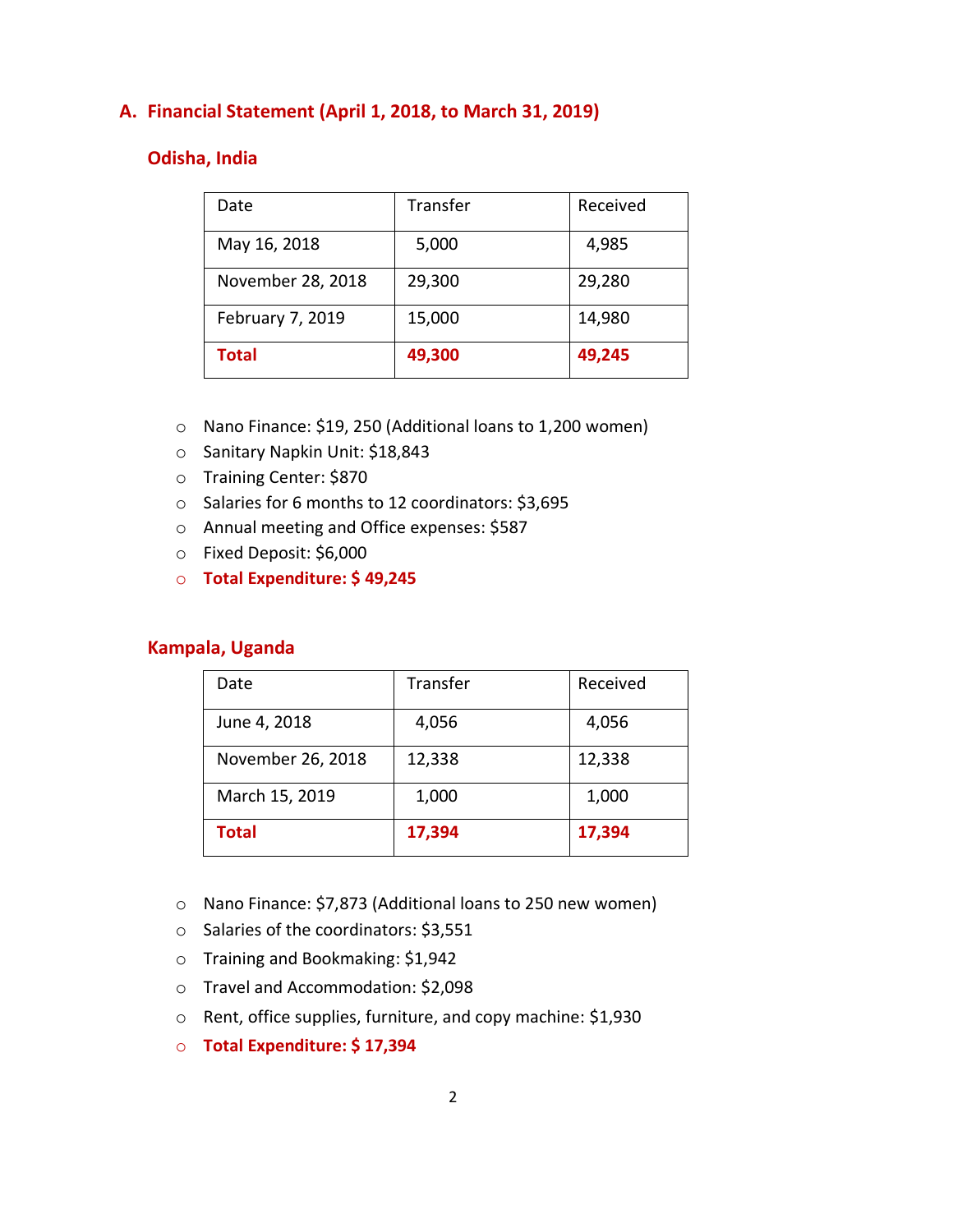## A. Financial Statement (April 1, 2018, to March 31, 2019)

### Odisha, India

| Date | Transfer | Received |
| --- | --- | --- |
| May 16, 2018 | 5,000 | 4,985 |
| November 28, 2018 | 29,300 | 29,280 |
| February 7, 2019 | 15,000 | 14,980 |
| **Total** | **49,300** | **49,245** |

- Nano Finance: $19, 250 (Additional loans to 1,200 women)
- Sanitary Napkin Unit: $18,843
- Training Center: $870
- Salaries for 6 months to 12 coordinators: $3,695
- Annual meeting and Office expenses: $587
- Fixed Deposit: $6,000
- **Total Expenditure: $ 49,245**

### Kampala, Uganda

| Date | Transfer | Received |
| --- | --- | --- |
| June 4, 2018 | 4,056 | 4,056 |
| November 26, 2018 | 12,338 | 12,338 |
| March 15, 2019 | 1,000 | 1,000 |
| **Total** | **17,394** | **17,394** |

- Nano Finance: $7,873 (Additional loans to 250 new women)
- Salaries of the coordinators: $3,551
- Training and Bookmaking: $1,942
- Travel and Accommodation: $2,098
- Rent, office supplies, furniture, and copy machine: $1,930
- **Total Expenditure: $ 17,394**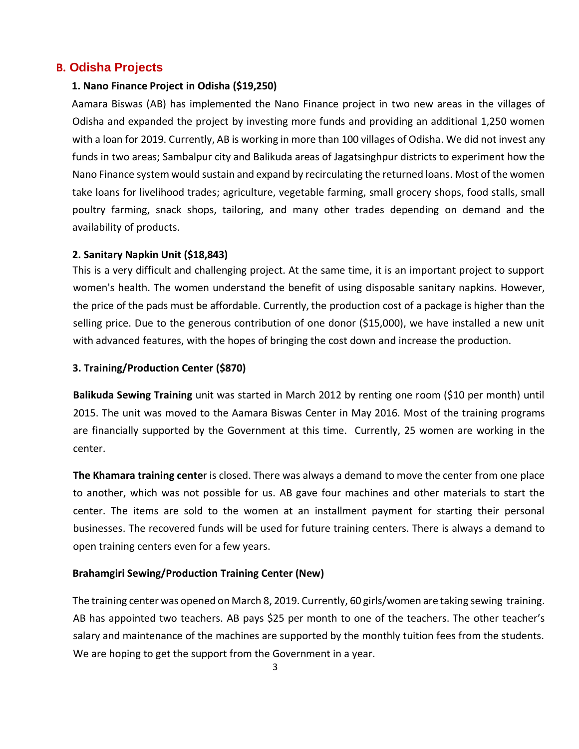## B. Odisha Projects

### 1. Nano Finance Project in Odisha ($19,250)

Aamara Biswas (AB) has implemented the Nano Finance project in two new areas in the villages of Odisha and expanded the project by investing more funds and providing an additional 1,250 women with a loan for 2019. Currently, AB is working in more than 100 villages of Odisha. We did not invest any funds in two areas; Sambalpur city and Balikuda areas of Jagatsinghpur districts to experiment how the Nano Finance system would sustain and expand by recirculating the returned loans. Most of the women take loans for livelihood trades; agriculture, vegetable farming, small grocery shops, food stalls, small poultry farming, snack shops, tailoring, and many other trades depending on demand and the availability of products.

### 2. Sanitary Napkin Unit ($18,843)

This is a very difficult and challenging project. At the same time, it is an important project to support women's health. The women understand the benefit of using disposable sanitary napkins. However, the price of the pads must be affordable. Currently, the production cost of a package is higher than the selling price. Due to the generous contribution of one donor ($15,000), we have installed a new unit with advanced features, with the hopes of bringing the cost down and increase the production.

### 3. Training/Production Center ($870)

**Balikuda Sewing Training** unit was started in March 2012 by renting one room ($10 per month) until 2015. The unit was moved to the Aamara Biswas Center in May 2016. Most of the training programs are financially supported by the Government at this time. Currently, 25 women are working in the center.

**The Khamara training cente**r is closed. There was always a demand to move the center from one place to another, which was not possible for us. AB gave four machines and other materials to start the center. The items are sold to the women at an installment payment for starting their personal businesses. The recovered funds will be used for future training centers. There is always a demand to open training centers even for a few years.

**Brahamgiri Sewing/Production Training Center (New)**

The training center was opened on March 8, 2019. Currently, 60 girls/women are taking sewing training. AB has appointed two teachers. AB pays $25 per month to one of the teachers. The other teacher's salary and maintenance of the machines are supported by the monthly tuition fees from the students. We are hoping to get the support from the Government in a year.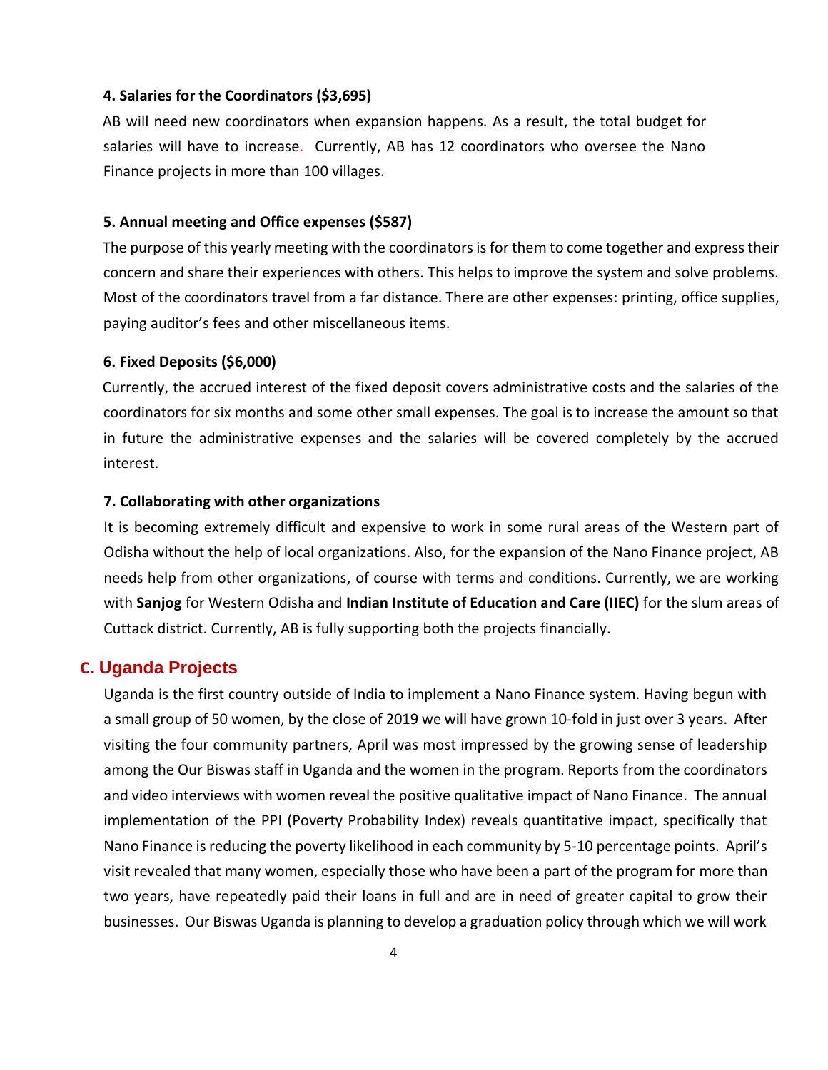**4. Salaries for the Coordinators ($3,695)**

AB will need new coordinators when expansion happens. As a result, the total budget for salaries will have to increase. Currently, AB has 12 coordinators who oversee the Nano Finance projects in more than 100 villages.

**5. Annual meeting and Office expenses ($587)**

The purpose of this yearly meeting with the coordinators is for them to come together and express their concern and share their experiences with others. This helps to improve the system and solve problems. Most of the coordinators travel from a far distance. There are other expenses: printing, office supplies, paying auditor's fees and other miscellaneous items.

**6. Fixed Deposits ($6,000)**

Currently, the accrued interest of the fixed deposit covers administrative costs and the salaries of the coordinators for six months and some other small expenses. The goal is to increase the amount so that in future the administrative expenses and the salaries will be covered completely by the accrued interest.

**7. Collaborating with other organizations**

It is becoming extremely difficult and expensive to work in some rural areas of the Western part of Odisha without the help of local organizations. Also, for the expansion of the Nano Finance project, AB needs help from other organizations, of course with terms and conditions. Currently, we are working with **Sanjog** for Western Odisha and **Indian Institute of Education and Care (IIEC)** for the slum areas of Cuttack district. Currently, AB is fully supporting both the projects financially.

## C. Uganda Projects

Uganda is the first country outside of India to implement a Nano Finance system. Having begun with a small group of 50 women, by the close of 2019 we will have grown 10-fold in just over 3 years. After visiting the four community partners, April was most impressed by the growing sense of leadership among the Our Biswas staff in Uganda and the women in the program. Reports from the coordinators and video interviews with women reveal the positive qualitative impact of Nano Finance. The annual implementation of the PPI (Poverty Probability Index) reveals quantitative impact, specifically that Nano Finance is reducing the poverty likelihood in each community by 5-10 percentage points. April's visit revealed that many women, especially those who have been a part of the program for more than two years, have repeatedly paid their loans in full and are in need of greater capital to grow their businesses. Our Biswas Uganda is planning to develop a graduation policy through which we will work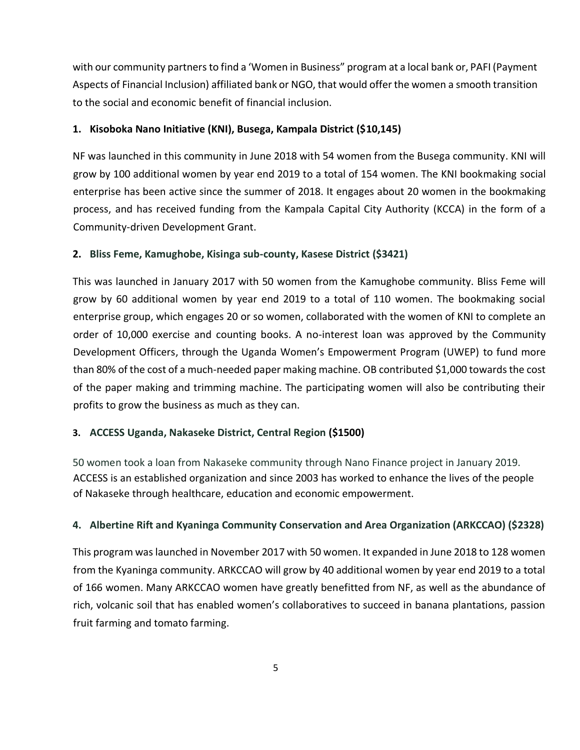with our community partners to find a 'Women in Business" program at a local bank or, PAFI (Payment Aspects of Financial Inclusion) affiliated bank or NGO, that would offer the women a smooth transition to the social and economic benefit of financial inclusion.

### 1. Kisoboka Nano Initiative (KNI), Busega, Kampala District ($10,145)

NF was launched in this community in June 2018 with 54 women from the Busega community. KNI will grow by 100 additional women by year end 2019 to a total of 154 women. The KNI bookmaking social enterprise has been active since the summer of 2018. It engages about 20 women in the bookmaking process, and has received funding from the Kampala Capital City Authority (KCCA) in the form of a Community-driven Development Grant.

### 2. Bliss Feme, Kamughobe, Kisinga sub-county, Kasese District ($3421)

This was launched in January 2017 with 50 women from the Kamughobe community. Bliss Feme will grow by 60 additional women by year end 2019 to a total of 110 women. The bookmaking social enterprise group, which engages 20 or so women, collaborated with the women of KNI to complete an order of 10,000 exercise and counting books. A no-interest loan was approved by the Community Development Officers, through the Uganda Women's Empowerment Program (UWEP) to fund more than 80% of the cost of a much-needed paper making machine. OB contributed $1,000 towards the cost of the paper making and trimming machine. The participating women will also be contributing their profits to grow the business as much as they can.

### 3. ACCESS Uganda, Nakaseke District, Central Region ($1500)

50 women took a loan from Nakaseke community through Nano Finance project in January 2019. ACCESS is an established organization and since 2003 has worked to enhance the lives of the people of Nakaseke through healthcare, education and economic empowerment.

### 4. Albertine Rift and Kyaninga Community Conservation and Area Organization (ARKCCAO) ($2328)

This program was launched in November 2017 with 50 women. It expanded in June 2018 to 128 women from the Kyaninga community. ARKCCAO will grow by 40 additional women by year end 2019 to a total of 166 women. Many ARKCCAO women have greatly benefitted from NF, as well as the abundance of rich, volcanic soil that has enabled women's collaboratives to succeed in banana plantations, passion fruit farming and tomato farming.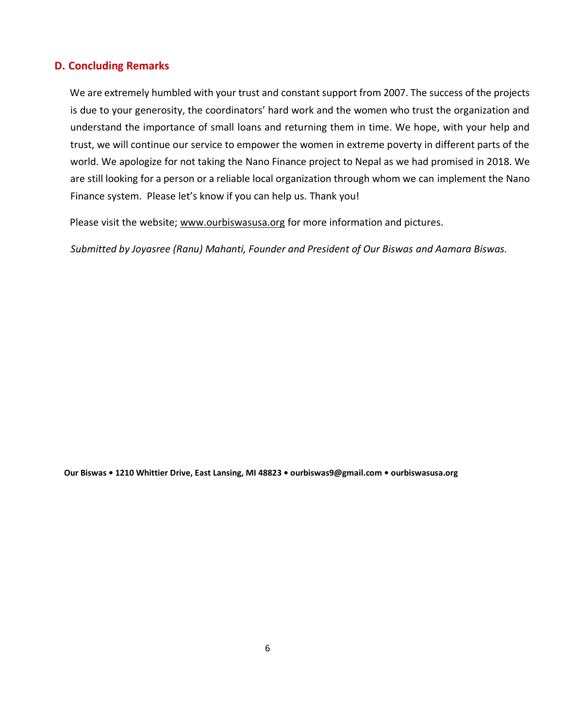## D. Concluding Remarks

We are extremely humbled with your trust and constant support from 2007. The success of the projects is due to your generosity, the coordinators' hard work and the women who trust the organization and understand the importance of small loans and returning them in time. We hope, with your help and trust, we will continue our service to empower the women in extreme poverty in different parts of the world. We apologize for not taking the Nano Finance project to Nepal as we had promised in 2018. We are still looking for a person or a reliable local organization through whom we can implement the Nano Finance system. Please let's know if you can help us. Thank you!

Please visit the website; www.ourbiswasusa.org for more information and pictures.

*Submitted by Joyasree (Ranu) Mahanti, Founder and President of Our Biswas and Aamara Biswas.*

**Our Biswas • 1210 Whittier Drive, East Lansing, MI 48823 • ourbiswas9@gmail.com • ourbiswasusa.org**